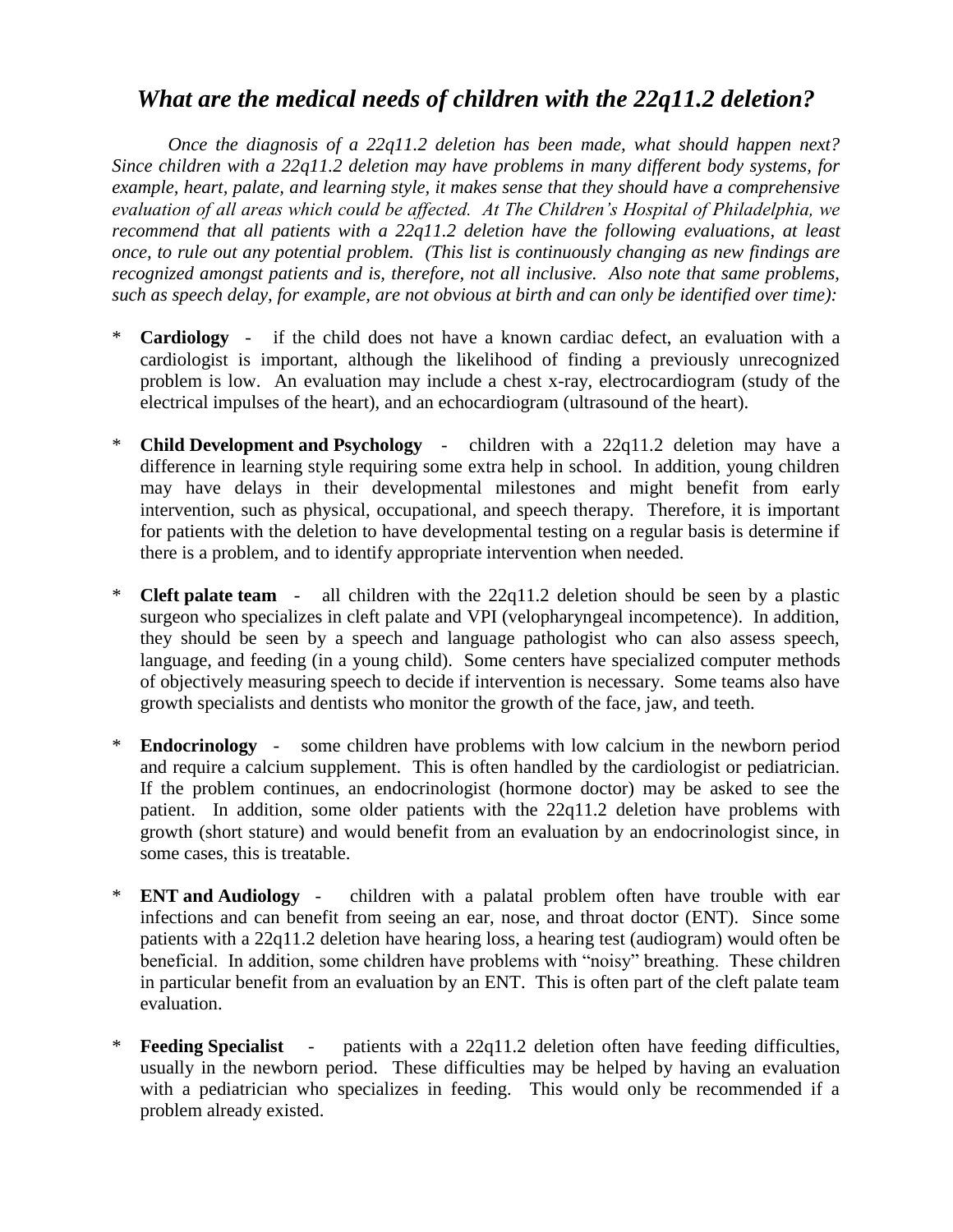# *What are the medical needs of children with the 22q11.2 deletion?*

*Once the diagnosis of a 22q11.2 deletion has been made, what should happen next? Since children with a 22q11.2 deletion may have problems in many different body systems, for example, heart, palate, and learning style, it makes sense that they should have a comprehensive evaluation of all areas which could be affected. At The Children's Hospital of Philadelphia, we recommend that all patients with a 22q11.2 deletion have the following evaluations, at least once, to rule out any potential problem. (This list is continuously changing as new findings are recognized amongst patients and is, therefore, not all inclusive. Also note that same problems, such as speech delay, for example, are not obvious at birth and can only be identified over time):*

* **Cardiology** - if the child does not have a known cardiac defect, an evaluation with a cardiologist is important, although the likelihood of finding a previously unrecognized problem is low. An evaluation may include a chest x-ray, electrocardiogram (study of the electrical impulses of the heart), and an echocardiogram (ultrasound of the heart).

* **Child Development and Psychology** - children with a 22q11.2 deletion may have a difference in learning style requiring some extra help in school. In addition, young children may have delays in their developmental milestones and might benefit from early intervention, such as physical, occupational, and speech therapy. Therefore, it is important for patients with the deletion to have developmental testing on a regular basis is determine if there is a problem, and to identify appropriate intervention when needed.

* **Cleft palate team** - all children with the 22q11.2 deletion should be seen by a plastic surgeon who specializes in cleft palate and VPI (velopharyngeal incompetence). In addition, they should be seen by a speech and language pathologist who can also assess speech, language, and feeding (in a young child). Some centers have specialized computer methods of objectively measuring speech to decide if intervention is necessary. Some teams also have growth specialists and dentists who monitor the growth of the face, jaw, and teeth.

* **Endocrinology** - some children have problems with low calcium in the newborn period and require a calcium supplement. This is often handled by the cardiologist or pediatrician. If the problem continues, an endocrinologist (hormone doctor) may be asked to see the patient. In addition, some older patients with the 22q11.2 deletion have problems with growth (short stature) and would benefit from an evaluation by an endocrinologist since, in some cases, this is treatable.

* **ENT and Audiology** - children with a palatal problem often have trouble with ear infections and can benefit from seeing an ear, nose, and throat doctor (ENT). Since some patients with a 22q11.2 deletion have hearing loss, a hearing test (audiogram) would often be beneficial. In addition, some children have problems with "noisy" breathing. These children in particular benefit from an evaluation by an ENT. This is often part of the cleft palate team evaluation.

* **Feeding Specialist** - patients with a 22q11.2 deletion often have feeding difficulties, usually in the newborn period. These difficulties may be helped by having an evaluation with a pediatrician who specializes in feeding. This would only be recommended if a problem already existed.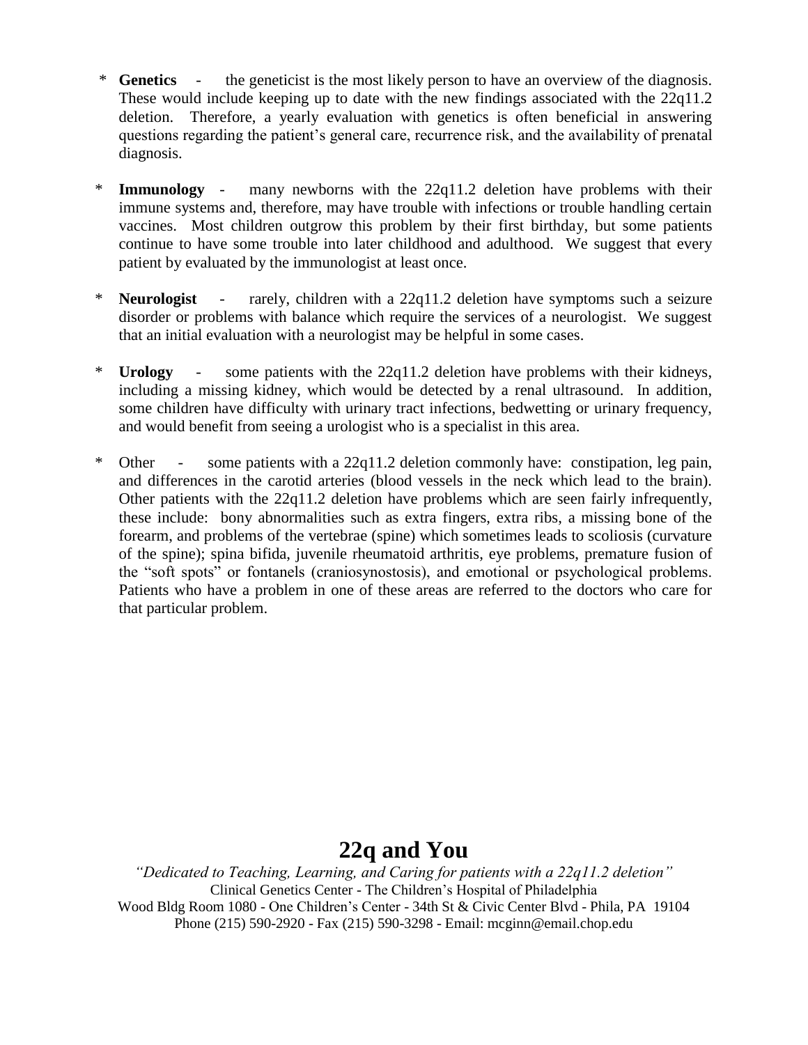* **Genetics** - the geneticist is the most likely person to have an overview of the diagnosis. These would include keeping up to date with the new findings associated with the 22q11.2 deletion. Therefore, a yearly evaluation with genetics is often beneficial in answering questions regarding the patient's general care, recurrence risk, and the availability of prenatal diagnosis.

* **Immunology** - many newborns with the 22q11.2 deletion have problems with their immune systems and, therefore, may have trouble with infections or trouble handling certain vaccines. Most children outgrow this problem by their first birthday, but some patients continue to have some trouble into later childhood and adulthood. We suggest that every patient by evaluated by the immunologist at least once.

* **Neurologist** - rarely, children with a 22q11.2 deletion have symptoms such a seizure disorder or problems with balance which require the services of a neurologist. We suggest that an initial evaluation with a neurologist may be helpful in some cases.

* **Urology** - some patients with the 22q11.2 deletion have problems with their kidneys, including a missing kidney, which would be detected by a renal ultrasound. In addition, some children have difficulty with urinary tract infections, bedwetting or urinary frequency, and would benefit from seeing a urologist who is a specialist in this area.

* Other - some patients with a 22q11.2 deletion commonly have: constipation, leg pain, and differences in the carotid arteries (blood vessels in the neck which lead to the brain). Other patients with the 22q11.2 deletion have problems which are seen fairly infrequently, these include: bony abnormalities such as extra fingers, extra ribs, a missing bone of the forearm, and problems of the vertebrae (spine) which sometimes leads to scoliosis (curvature of the spine); spina bifida, juvenile rheumatoid arthritis, eye problems, premature fusion of the "soft spots" or fontanels (craniosynostosis), and emotional or psychological problems. Patients who have a problem in one of these areas are referred to the doctors who care for that particular problem.

## 22q and You

*"Dedicated to Teaching, Learning, and Caring for patients with a 22q11.2 deletion"*

Clinical Genetics Center - The Children's Hospital of Philadelphia

Wood Bldg Room 1080 - One Children's Center - 34th St & Civic Center Blvd - Phila, PA 19104

Phone (215) 590-2920 - Fax (215) 590-3298 - Email: mcginn@email.chop.edu